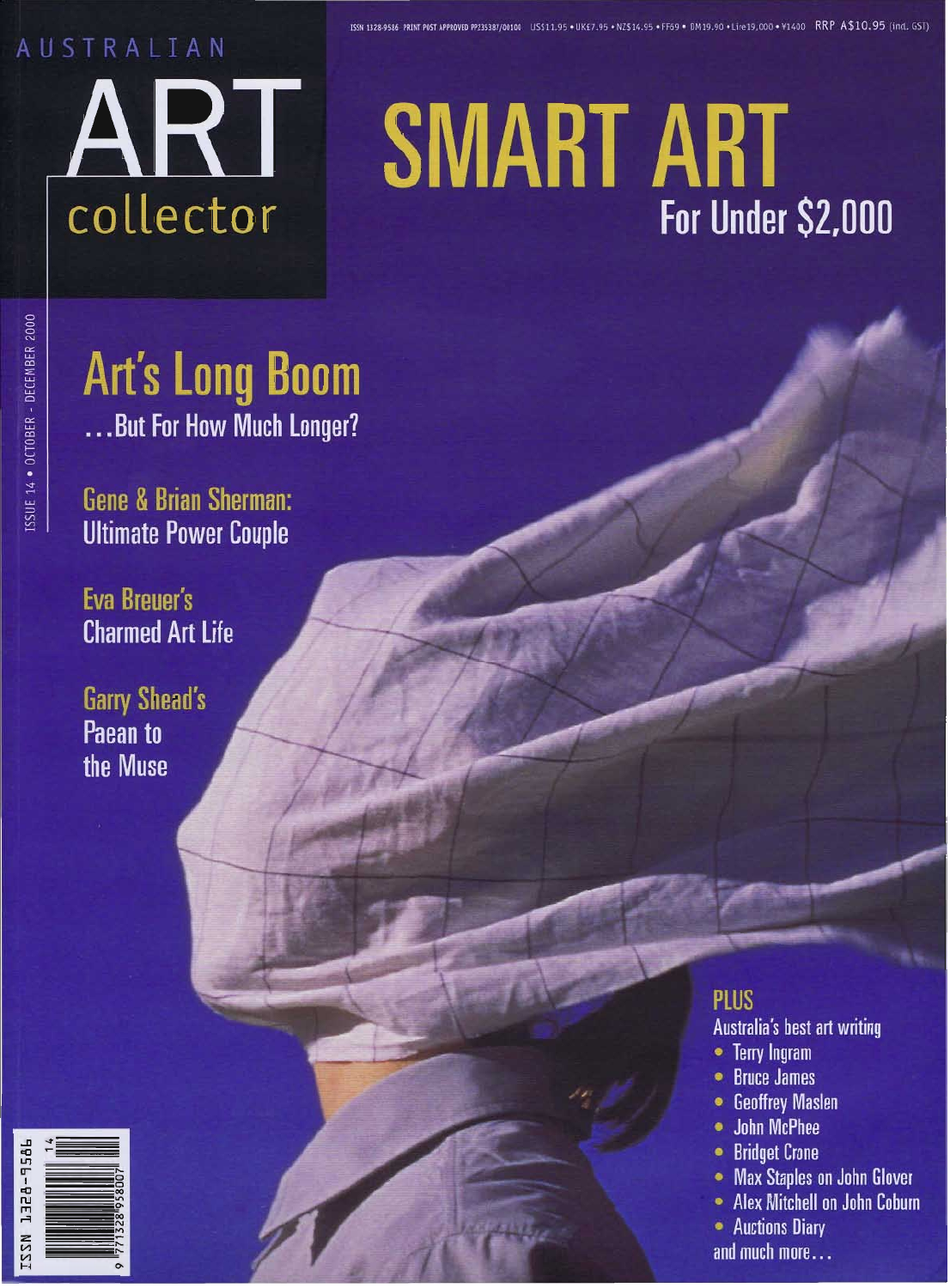ISSN 1328-9586 PRINT POST APPROVED PP235387/00100 US$11.95 • UK£7.95 • NZ$14.95 • FF69 • DM19.90 • Lire19,000 • ¥1400 RRP A$10.95 (incl. GST)

# AUSTRALIAN ART collector

ISSUE 14 • OCTOBER - DECEMBER 2000

## SMART ART For Under $2,000

## Art's Long Boom
...But For How Much Longer?

## Gene & Brian Sherman: Ultimate Power Couple

## Eva Breuer's Charmed Art Life

## Garry Shead's Paean to the Muse

## PLUS
Australia's best art writing

- Terry Ingram
- Bruce James
- Geoffrey Maslen
- John McPhee
- Bridget Crone
- Max Staples on John Glover
- Alex Mitchell on John Coburn
- Auctions Diary

and much more...

ISSN 1328-9586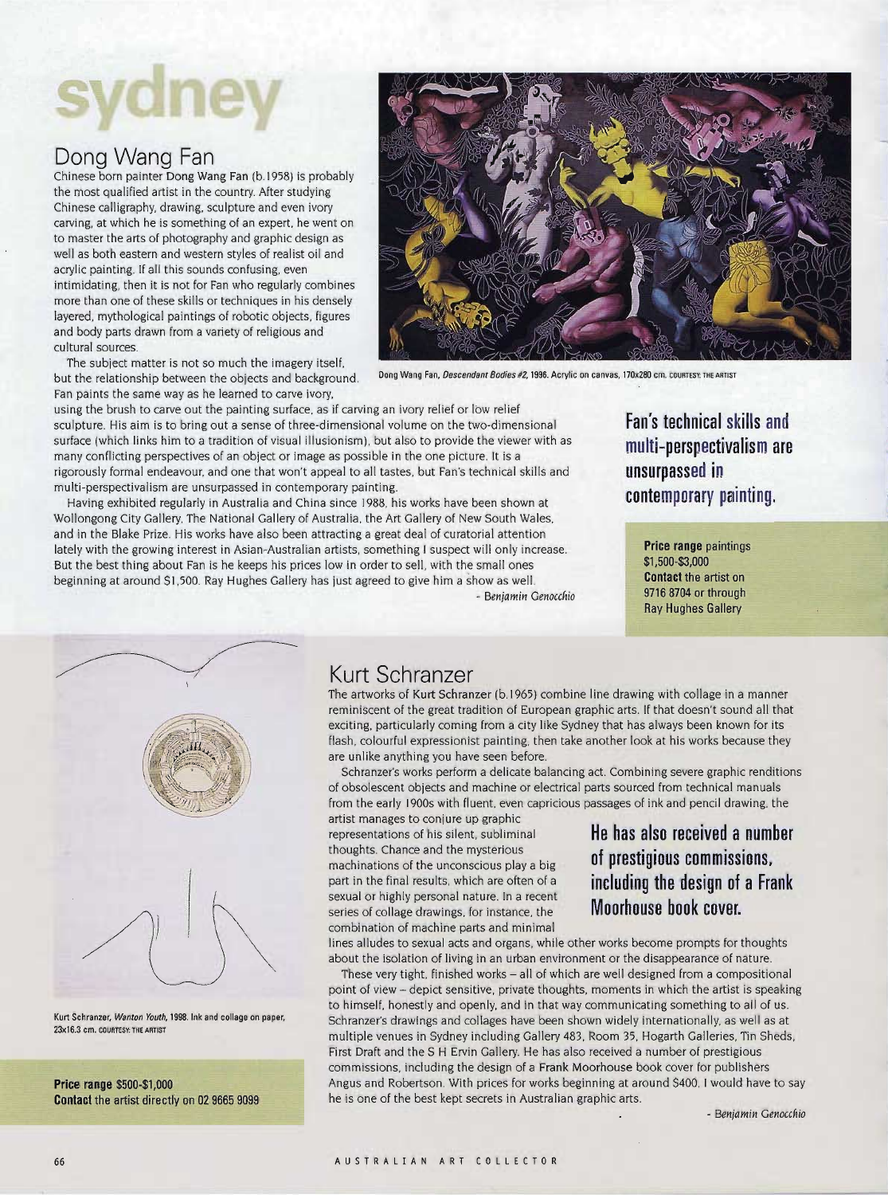# sydney

## Dong Wang Fan

Chinese born painter Dong Wang Fan (b.1958) is probably the most qualified artist in the country. After studying Chinese calligraphy, drawing, sculpture and even ivory carving, at which he is something of an expert, he went on to master the arts of photography and graphic design as well as both eastern and western styles of realist oil and acrylic painting. If all this sounds confusing, even intimidating, then it is not for Fan who regularly combines more than one of these skills or techniques in his densely layered, mythological paintings of robotic objects, figures and body parts drawn from a variety of religious and cultural sources.

The subject matter is not so much the imagery itself, but the relationship between the objects and background. Fan paints the same way as he learned to carve ivory, using the brush to carve out the painting surface, as if carving an ivory relief or low relief sculpture. His aim is to bring out a sense of three-dimensional volume on the two-dimensional surface (which links him to a tradition of visual illusionism), but also to provide the viewer with as many conflicting perspectives of an object or image as possible in the one picture. It is a rigorously formal endeavour, and one that won't appeal to all tastes, but Fan's technical skills and multi-perspectivalism are unsurpassed in contemporary painting.

Having exhibited regularly in Australia and China since 1988, his works have been shown at Wollongong City Gallery, The National Gallery of Australia, the Art Gallery of New South Wales, and in the Blake Prize. His works have also been attracting a great deal of curatorial attention lately with the growing interest in Asian-Australian artists, something I suspect will only increase. But the best thing about Fan is he keeps his prices low in order to sell, with the small ones beginning at around $1,500. Ray Hughes Gallery has just agreed to give him a show as well.

- *Benjamin Genocchio*

Dong Wang Fan, *Descendant Bodies #2*, 1996. Acrylic on canvas, 170x280 cm. COURTESY: THE ARTIST

**Fan's technical skills and multi-perspectivalism are unsurpassed in contemporary painting.**

**Price range** paintings $1,500-$3,000
**Contact** the artist on 9716 8704 or through Ray Hughes Gallery

## Kurt Schranzer

The artworks of Kurt Schranzer (b.1965) combine line drawing with collage in a manner reminiscent of the great tradition of European graphic arts. If that doesn't sound all that exciting, particularly coming from a city like Sydney that has always been known for its flash, colourful expressionist painting, then take another look at his works because they are unlike anything you have seen before.

Schranzer's works perform a delicate balancing act. Combining severe graphic renditions of obsolescent objects and machine or electrical parts sourced from technical manuals from the early 1900s with fluent, even capricious passages of ink and pencil drawing, the artist manages to conjure up graphic representations of his silent, subliminal thoughts. Chance and the mysterious machinations of the unconscious play a big part in the final results, which are often of a sexual or highly personal nature. In a recent series of collage drawings, for instance, the combination of machine parts and minimal lines alludes to sexual acts and organs, while other works become prompts for thoughts about the isolation of living in an urban environment or the disappearance of nature.

These very tight, finished works – all of which are well designed from a compositional point of view – depict sensitive, private thoughts, moments in which the artist is speaking to himself, honestly and openly, and in that way communicating something to all of us. Schranzer's drawings and collages have been shown widely internationally, as well as at multiple venues in Sydney including Gallery 483, Room 35, Hogarth Galleries, Tin Sheds, First Draft and the S H Ervin Gallery. He has also received a number of prestigious commissions, including the design of a Frank Moorhouse book cover for publishers Angus and Robertson. With prices for works beginning at around $400, I would have to say he is one of the best kept secrets in Australian graphic arts.

- *Benjamin Genocchio*

**He has also received a number of prestigious commissions, including the design of a Frank Moorhouse book cover.**

Kurt Schranzer, *Wanton Youth*, 1998. Ink and collage on paper, 23x16.3 cm. COURTESY: THE ARTIST

**Price range** $500-$1,000
**Contact** the artist directly on 02 9665 9099